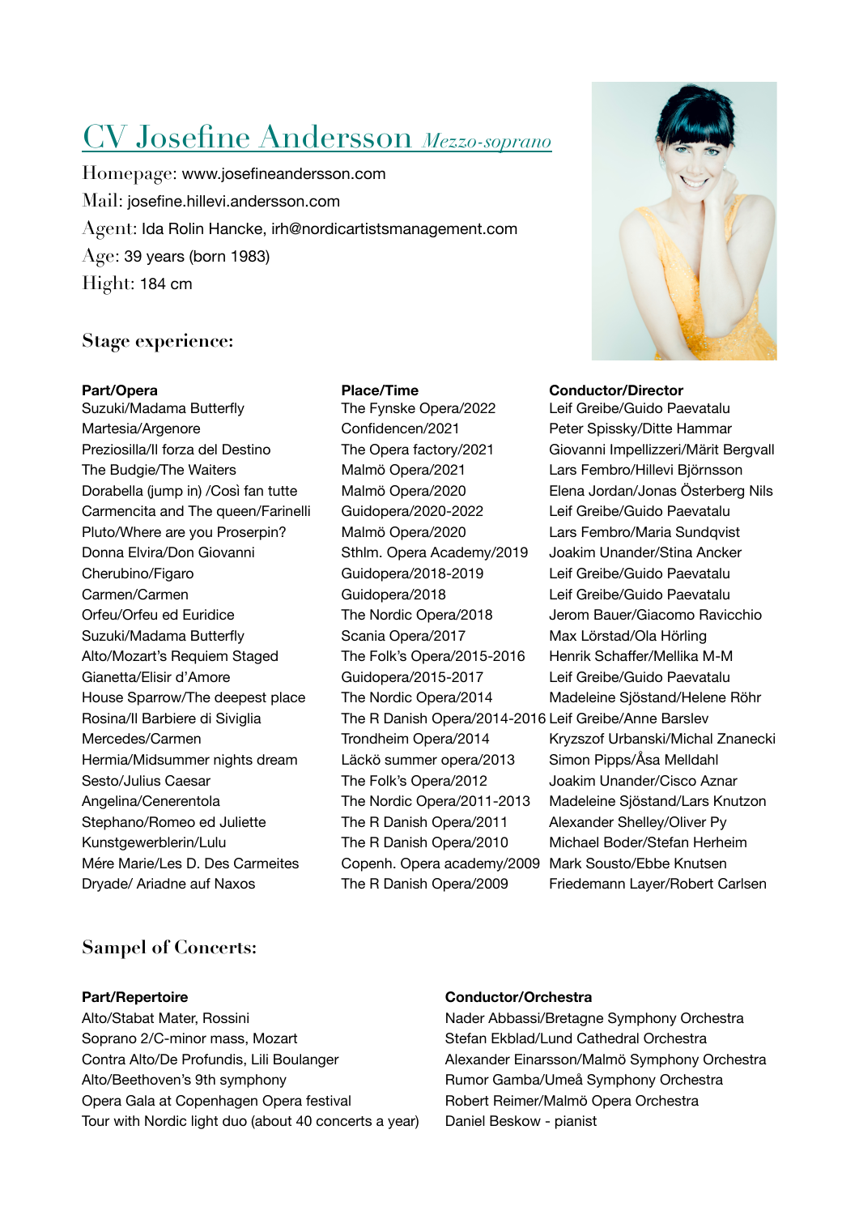# CV Josefine Andersson *Mezzo-soprano*

Homepage: www.josefineandersson.com

Mail: josefine.hillevi.andersson.com

Agent: Ida Rolin Hancke, irh@nordicartistsmanagement.com

Age: 39 years (born 1983)

Hight: 184 cm

## Stage experience:

| **Part/Opera** | **Place/Time** | **Conductor/Director** |
|---|---|---|
| Suzuki/Madama Butterfly | The Fynske Opera/2022 | Leif Greibe/Guido Paevatalu |
| Martesia/Argenore | Confidencen/2021 | Peter Spissky/Ditte Hammar |
| Preziosilla/Il forza del Destino | The Opera factory/2021 | Giovanni Impellizzeri/Märit Bergvall |
| The Budgie/The Waiters | Malmö Opera/2021 | Lars Fembro/Hillevi Björnsson |
| Dorabella (jump in) /Così fan tutte | Malmö Opera/2020 | Elena Jordan/Jonas Österberg Nils |
| Carmencita and The queen/Farinelli | Guidopera/2020-2022 | Leif Greibe/Guido Paevatalu |
| Pluto/Where are you Proserpin? | Malmö Opera/2020 | Lars Fembro/Maria Sundqvist |
| Donna Elvira/Don Giovanni | Sthlm. Opera Academy/2019 | Joakim Unander/Stina Ancker |
| Cherubino/Figaro | Guidopera/2018-2019 | Leif Greibe/Guido Paevatalu |
| Carmen/Carmen | Guidopera/2018 | Leif Greibe/Guido Paevatalu |
| Orfeu/Orfeu ed Euridice | The Nordic Opera/2018 | Jerom Bauer/Giacomo Ravicchio |
| Suzuki/Madama Butterfly | Scania Opera/2017 | Max Lörstad/Ola Hörling |
| Alto/Mozart's Requiem Staged | The Folk's Opera/2015-2016 | Henrik Schaffer/Mellika M-M |
| Gianetta/Elisir d'Amore | Guidopera/2015-2017 | Leif Greibe/Guido Paevatalu |
| House Sparrow/The deepest place | The Nordic Opera/2014 | Madeleine Sjöstand/Helene Röhr |
| Rosina/Il Barbiere di Siviglia | The R Danish Opera/2014-2016 | Leif Greibe/Anne Barslev |
| Mercedes/Carmen | Trondheim Opera/2014 | Kryzszof Urbanski/Michal Znanecki |
| Hermia/Midsummer nights dream | Läckö summer opera/2013 | Simon Pipps/Åsa Melldahl |
| Sesto/Julius Caesar | The Folk's Opera/2012 | Joakim Unander/Cisco Aznar |
| Angelina/Cenerentola | The Nordic Opera/2011-2013 | Madeleine Sjöstand/Lars Knutzon |
| Stephano/Romeo ed Juliette | The R Danish Opera/2011 | Alexander Shelley/Oliver Py |
| Kunstgewerblerin/Lulu | The R Danish Opera/2010 | Michael Boder/Stefan Herheim |
| Mére Marie/Les D. Des Carmeites | Copenh. Opera academy/2009 | Mark Sousto/Ebbe Knutsen |
| Dryade/ Ariadne auf Naxos | The R Danish Opera/2009 | Friedemann Layer/Robert Carlsen |

## Sampel of Concerts:

| **Part/Repertoire** | **Conductor/Orchestra** |
|---|---|
| Alto/Stabat Mater, Rossini | Nader Abbassi/Bretagne Symphony Orchestra |
| Soprano 2/C-minor mass, Mozart | Stefan Ekblad/Lund Cathedral Orchestra |
| Contra Alto/De Profundis, Lili Boulanger | Alexander Einarsson/Malmö Symphony Orchestra |
| Alto/Beethoven's 9th symphony | Rumor Gamba/Umeå Symphony Orchestra |
| Opera Gala at Copenhagen Opera festival | Robert Reimer/Malmö Opera Orchestra |
| Tour with Nordic light duo (about 40 concerts a year) | Daniel Beskow - pianist |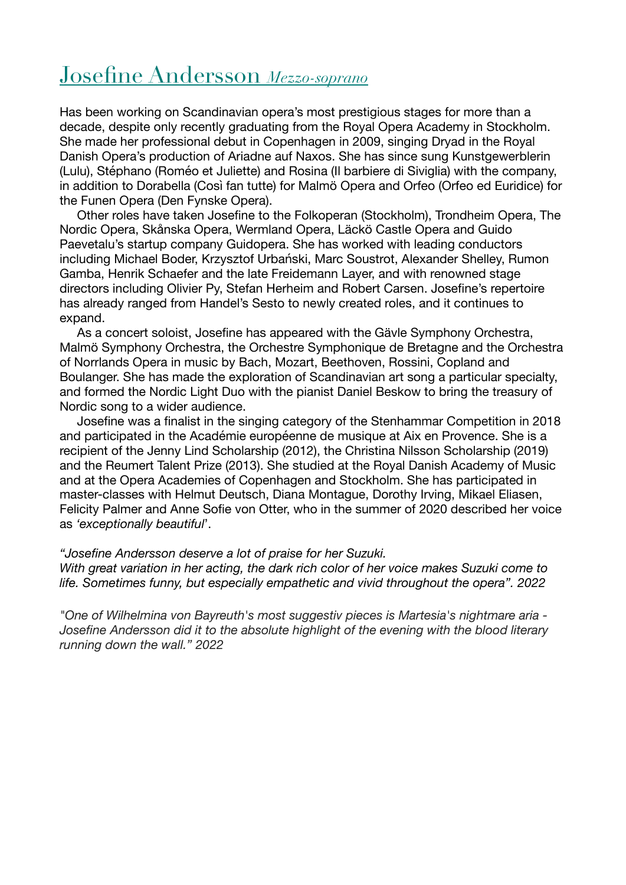# Josefine Andersson *Mezzo-soprano*

Has been working on Scandinavian opera's most prestigious stages for more than a decade, despite only recently graduating from the Royal Opera Academy in Stockholm. She made her professional debut in Copenhagen in 2009, singing Dryad in the Royal Danish Opera's production of Ariadne auf Naxos. She has since sung Kunstgewerblerin (Lulu), Stéphano (Roméo et Juliette) and Rosina (Il barbiere di Siviglia) with the company, in addition to Dorabella (Così fan tutte) for Malmö Opera and Orfeo (Orfeo ed Euridice) for the Funen Opera (Den Fynske Opera).

Other roles have taken Josefine to the Folkoperan (Stockholm), Trondheim Opera, The Nordic Opera, Skånska Opera, Wermland Opera, Läckö Castle Opera and Guido Paevetalu's startup company Guidopera. She has worked with leading conductors including Michael Boder, Krzysztof Urbański, Marc Soustrot, Alexander Shelley, Rumon Gamba, Henrik Schaefer and the late Freidemann Layer, and with renowned stage directors including Olivier Py, Stefan Herheim and Robert Carsen. Josefine's repertoire has already ranged from Handel's Sesto to newly created roles, and it continues to expand.

As a concert soloist, Josefine has appeared with the Gävle Symphony Orchestra, Malmö Symphony Orchestra, the Orchestre Symphonique de Bretagne and the Orchestra of Norrlands Opera in music by Bach, Mozart, Beethoven, Rossini, Copland and Boulanger. She has made the exploration of Scandinavian art song a particular specialty, and formed the Nordic Light Duo with the pianist Daniel Beskow to bring the treasury of Nordic song to a wider audience.

Josefine was a finalist in the singing category of the Stenhammar Competition in 2018 and participated in the Académie européenne de musique at Aix en Provence. She is a recipient of the Jenny Lind Scholarship (2012), the Christina Nilsson Scholarship (2019) and the Reumert Talent Prize (2013). She studied at the Royal Danish Academy of Music and at the Opera Academies of Copenhagen and Stockholm. She has participated in master-classes with Helmut Deutsch, Diana Montague, Dorothy Irving, Mikael Eliasen, Felicity Palmer and Anne Sofie von Otter, who in the summer of 2020 described her voice as *'exceptionally beautiful'*.

*"Josefine Andersson deserve a lot of praise for her Suzuki.*
*With great variation in her acting, the dark rich color of her voice makes Suzuki come to life. Sometimes funny, but especially empathetic and vivid throughout the opera". 2022*

*"One of Wilhelmina von Bayreuth's most suggestiv pieces is Martesia's nightmare aria - Josefine Andersson did it to the absolute highlight of the evening with the blood literary running down the wall." 2022*